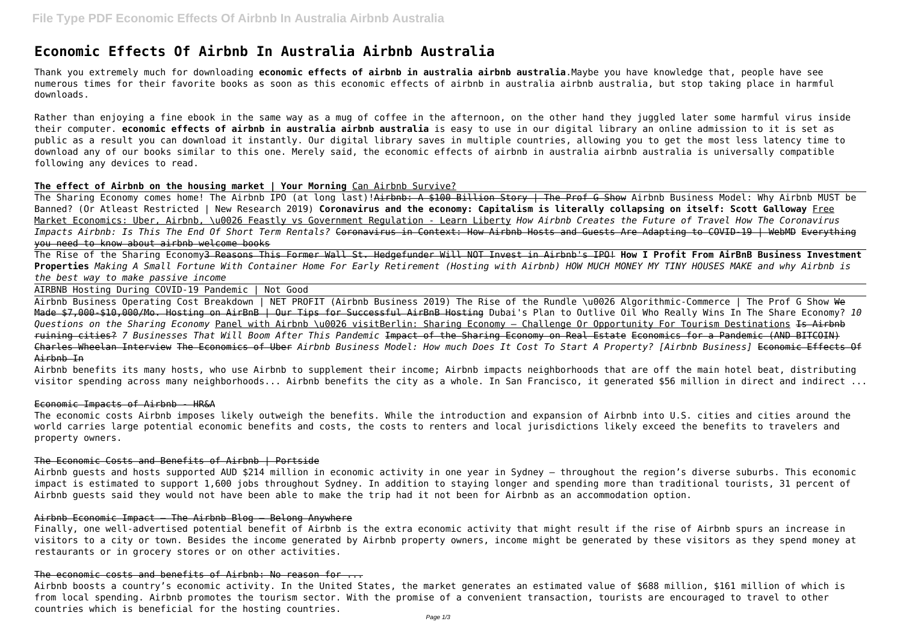# Economic Effects Of Airbnb In Australia Airbnb Australia

Thank you extremely much for downloading **economic effects of airbnb in australia airbnb australia**.Maybe you have knowledge that, people have see numerous times for their favorite books as soon as this economic effects of airbnb in australia airbnb australia, but stop taking place in harmful downloads.

Rather than enjoying a fine ebook in the same way as a mug of coffee in the afternoon, on the other hand they juggled later some harmful virus inside their computer. **economic effects of airbnb in australia airbnb australia** is easy to use in our digital library an online admission to it is set as public as a result you can download it instantly. Our digital library saves in multiple countries, allowing you to get the most less latency time to download any of our books similar to this one. Merely said, the economic effects of airbnb in australia airbnb australia is universally compatible following any devices to read.

**The effect of Airbnb on the housing market | Your Morning** Can Airbnb Survive?

The Sharing Economy comes home! The Airbnb IPO (at long last)! ~~Airbnb: A $100 Billion Story | The Prof G Show~~ Airbnb Business Model: Why Airbnb MUST be Banned? (Or Atleast Restricted | New Research 2019) **Coronavirus and the economy: Capitalism is literally collapsing on itself: Scott Galloway** Free Market Economics: Uber, Airbnb, \u0026 Feastly vs Government Regulation - Learn Liberty *How Airbnb Creates the Future of Travel How The Coronavirus Impacts Airbnb: Is This The End Of Short Term Rentals?* ~~Coronavirus in Context: How Airbnb Hosts and Guests Are Adapting to COVID-19 | WebMD~~ ~~Everything you need to know about airbnb welcome books~~

The Rise of the Sharing Economy~~3 Reasons This Former Wall St. Hedgefunder Will NOT Invest in Airbnb's IPO!~~ **How I Profit From AirBnB Business Investment Properties** *Making A Small Fortune With Container Home For Early Retirement (Hosting with Airbnb) HOW MUCH MONEY MY TINY HOUSES MAKE and why Airbnb is the best way to make passive income*

AIRBNB Hosting During COVID-19 Pandemic | Not Good

Airbnb Business Operating Cost Breakdown | NET PROFIT (Airbnb Business 2019) The Rise of the Rundle \u0026 Algorithmic-Commerce | The Prof G Show ~~We Made $7,000-$10,000/Mo. Hosting on AirBnB | Our Tips for Successful AirBnB Hosting~~ Dubai's Plan to Outlive Oil Who Really Wins In The Share Economy? *10 Questions on the Sharing Economy* Panel with Airbnb \u0026 visitBerlin: Sharing Economy – Challenge Or Opportunity For Tourism Destinations ~~Is Airbnb ruining cities?~~ *7 Businesses That Will Boom After This Pandemic* ~~Impact of the Sharing Economy on Real Estate~~ ~~Economics for a Pandemic (AND BITCOIN) Charles Wheelan Interview~~ The Economics of Uber *Airbnb Business Model: How much Does It Cost To Start A Property? [Airbnb Business]* ~~Economic Effects Of Airbnb In~~

Airbnb benefits its many hosts, who use Airbnb to supplement their income; Airbnb impacts neighborhoods that are off the main hotel beat, distributing visitor spending across many neighborhoods... Airbnb benefits the city as a whole. In San Francisco, it generated $56 million in direct and indirect ...

## Economic Impacts of Airbnb - HR&A

The economic costs Airbnb imposes likely outweigh the benefits. While the introduction and expansion of Airbnb into U.S. cities and cities around the world carries large potential economic benefits and costs, the costs to renters and local jurisdictions likely exceed the benefits to travelers and property owners.

## The Economic Costs and Benefits of Airbnb | Portside

Airbnb guests and hosts supported AUD $214 million in economic activity in one year in Sydney – throughout the region's diverse suburbs. This economic impact is estimated to support 1,600 jobs throughout Sydney. In addition to staying longer and spending more than traditional tourists, 31 percent of Airbnb guests said they would not have been able to make the trip had it not been for Airbnb as an accommodation option.

## Airbnb Economic Impact – The Airbnb Blog – Belong Anywhere

Finally, one well-advertised potential benefit of Airbnb is the extra economic activity that might result if the rise of Airbnb spurs an increase in visitors to a city or town. Besides the income generated by Airbnb property owners, income might be generated by these visitors as they spend money at restaurants or in grocery stores or on other activities.

## The economic costs and benefits of Airbnb: No reason for ...

Airbnb boosts a country's economic activity. In the United States, the market generates an estimated value of $688 million, $161 million of which is from local spending. Airbnb promotes the tourism sector. With the promise of a convenient transaction, tourists are encouraged to travel to other countries which is beneficial for the hosting countries.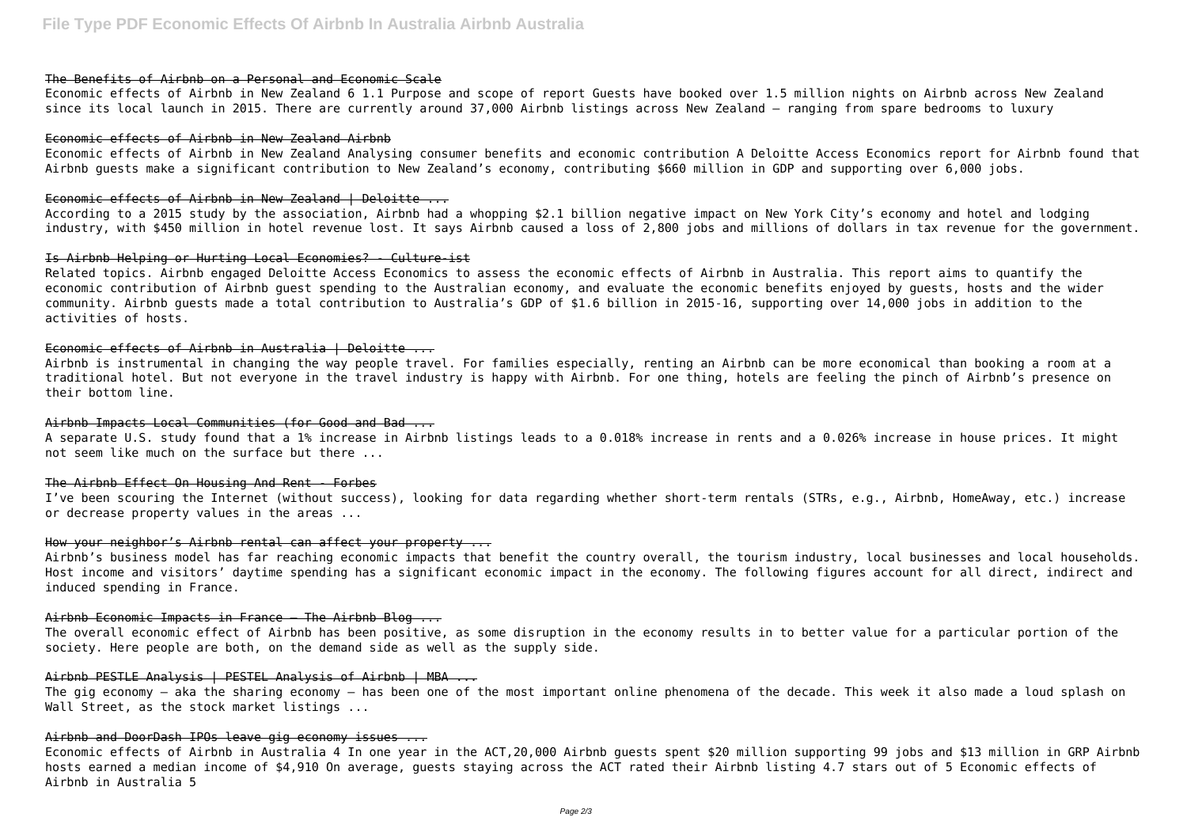### The Benefits of Airbnb on a Personal and Economic Scale

Economic effects of Airbnb in New Zealand 6 1.1 Purpose and scope of report Guests have booked over 1.5 million nights on Airbnb across New Zealand since its local launch in 2015. There are currently around 37,000 Airbnb listings across New Zealand – ranging from spare bedrooms to luxury

### Economic effects of Airbnb in New Zealand Airbnb

Economic effects of Airbnb in New Zealand Analysing consumer benefits and economic contribution A Deloitte Access Economics report for Airbnb found that Airbnb guests make a significant contribution to New Zealand's economy, contributing $660 million in GDP and supporting over 6,000 jobs.

### Economic effects of Airbnb in New Zealand | Deloitte ...

According to a 2015 study by the association, Airbnb had a whopping $2.1 billion negative impact on New York City's economy and hotel and lodging industry, with $450 million in hotel revenue lost. It says Airbnb caused a loss of 2,800 jobs and millions of dollars in tax revenue for the government.

### Is Airbnb Helping or Hurting Local Economies? - Culture-ist

Related topics. Airbnb engaged Deloitte Access Economics to assess the economic effects of Airbnb in Australia. This report aims to quantify the economic contribution of Airbnb guest spending to the Australian economy, and evaluate the economic benefits enjoyed by guests, hosts and the wider community. Airbnb guests made a total contribution to Australia's GDP of $1.6 billion in 2015-16, supporting over 14,000 jobs in addition to the activities of hosts.

### Economic effects of Airbnb in Australia | Deloitte ...

Airbnb is instrumental in changing the way people travel. For families especially, renting an Airbnb can be more economical than booking a room at a traditional hotel. But not everyone in the travel industry is happy with Airbnb. For one thing, hotels are feeling the pinch of Airbnb's presence on their bottom line.

### Airbnb Impacts Local Communities (for Good and Bad ...

A separate U.S. study found that a 1% increase in Airbnb listings leads to a 0.018% increase in rents and a 0.026% increase in house prices. It might not seem like much on the surface but there ...

### The Airbnb Effect On Housing And Rent - Forbes

I've been scouring the Internet (without success), looking for data regarding whether short-term rentals (STRs, e.g., Airbnb, HomeAway, etc.) increase or decrease property values in the areas ...

### How your neighbor's Airbnb rental can affect your property ...

Airbnb's business model has far reaching economic impacts that benefit the country overall, the tourism industry, local businesses and local households. Host income and visitors' daytime spending has a significant economic impact in the economy. The following figures account for all direct, indirect and induced spending in France.

### Airbnb Economic Impacts in France – The Airbnb Blog ...

The overall economic effect of Airbnb has been positive, as some disruption in the economy results in to better value for a particular portion of the society. Here people are both, on the demand side as well as the supply side.

### Airbnb PESTLE Analysis | PESTEL Analysis of Airbnb | MBA ...

The gig economy — aka the sharing economy — has been one of the most important online phenomena of the decade. This week it also made a loud splash on Wall Street, as the stock market listings ...

### Airbnb and DoorDash IPOs leave gig economy issues ...

Economic effects of Airbnb in Australia 4 In one year in the ACT,20,000 Airbnb guests spent $20 million supporting 99 jobs and $13 million in GRP Airbnb hosts earned a median income of $4,910 On average, guests staying across the ACT rated their Airbnb listing 4.7 stars out of 5 Economic effects of Airbnb in Australia 5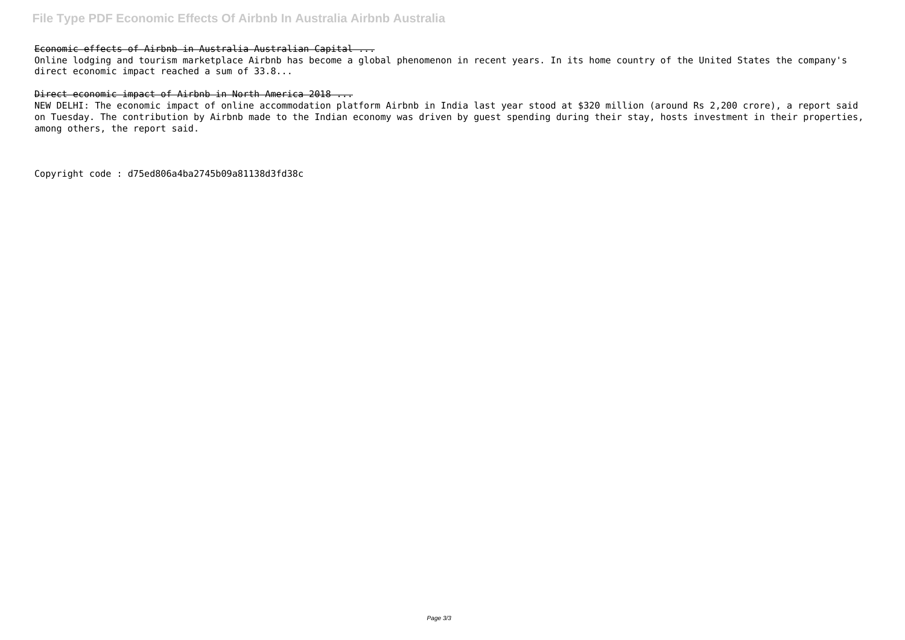~~Economic effects of Airbnb in Australia Australian Capital ...~~

Online lodging and tourism marketplace Airbnb has become a global phenomenon in recent years. In its home country of the United States the company's direct economic impact reached a sum of 33.8...

~~Direct economic impact of Airbnb in North America 2018 ...~~

NEW DELHI: The economic impact of online accommodation platform Airbnb in India last year stood at $320 million (around Rs 2,200 crore), a report said on Tuesday. The contribution by Airbnb made to the Indian economy was driven by guest spending during their stay, hosts investment in their properties, among others, the report said.

Copyright code : d75ed806a4ba2745b09a81138d3fd38c